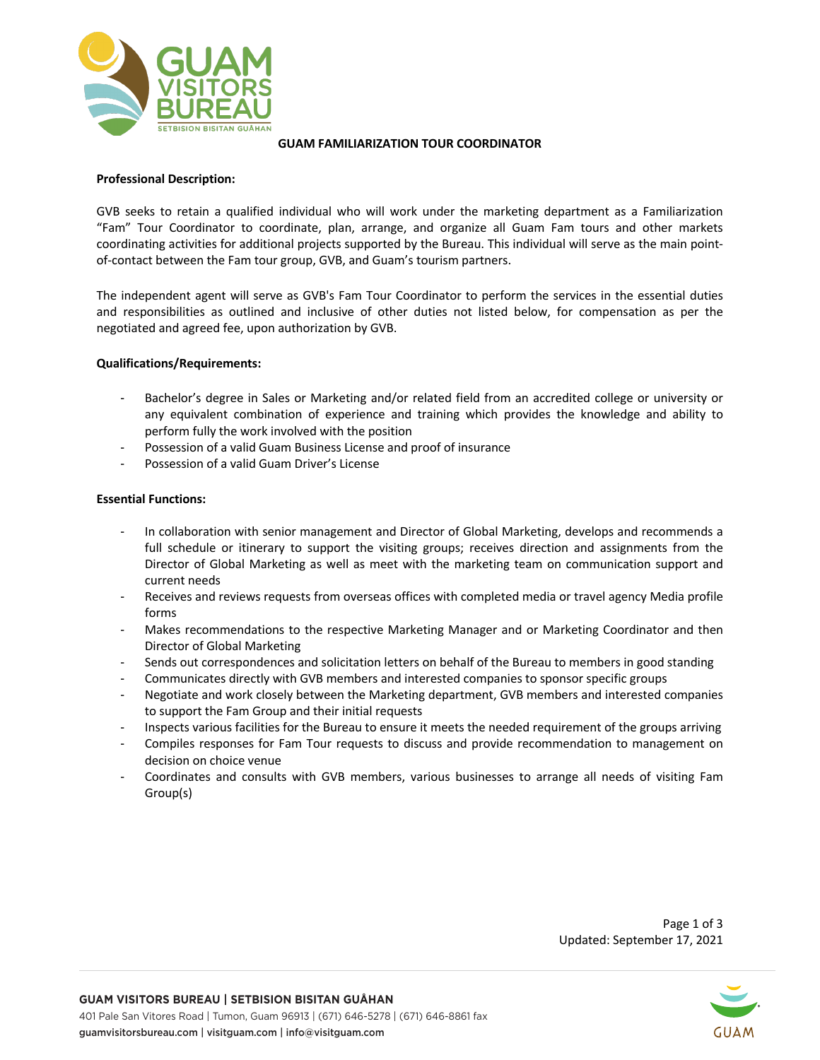# GUAM FAMILIARIZATION TOUR COORDINATOR

**Professional Description:**

GVB seeks to retain a qualified individual who will work under the marketing department as a Familiarization "Fam" Tour Coordinator to coordinate, plan, arrange, and organize all Guam Fam tours and other markets coordinating activities for additional projects supported by the Bureau. This individual will serve as the main point-of-contact between the Fam tour group, GVB, and Guam's tourism partners.

The independent agent will serve as GVB's Fam Tour Coordinator to perform the services in the essential duties and responsibilities as outlined and inclusive of other duties not listed below, for compensation as per the negotiated and agreed fee, upon authorization by GVB.

**Qualifications/Requirements:**

- Bachelor's degree in Sales or Marketing and/or related field from an accredited college or university or any equivalent combination of experience and training which provides the knowledge and ability to perform fully the work involved with the position
- Possession of a valid Guam Business License and proof of insurance
- Possession of a valid Guam Driver's License

**Essential Functions:**

- In collaboration with senior management and Director of Global Marketing, develops and recommends a full schedule or itinerary to support the visiting groups; receives direction and assignments from the Director of Global Marketing as well as meet with the marketing team on communication support and current needs
- Receives and reviews requests from overseas offices with completed media or travel agency Media profile forms
- Makes recommendations to the respective Marketing Manager and or Marketing Coordinator and then Director of Global Marketing
- Sends out correspondences and solicitation letters on behalf of the Bureau to members in good standing
- Communicates directly with GVB members and interested companies to sponsor specific groups
- Negotiate and work closely between the Marketing department, GVB members and interested companies to support the Fam Group and their initial requests
- Inspects various facilities for the Bureau to ensure it meets the needed requirement of the groups arriving
- Compiles responses for Fam Tour requests to discuss and provide recommendation to management on decision on choice venue
- Coordinates and consults with GVB members, various businesses to arrange all needs of visiting Fam Group(s)

Updated: September 17, 2021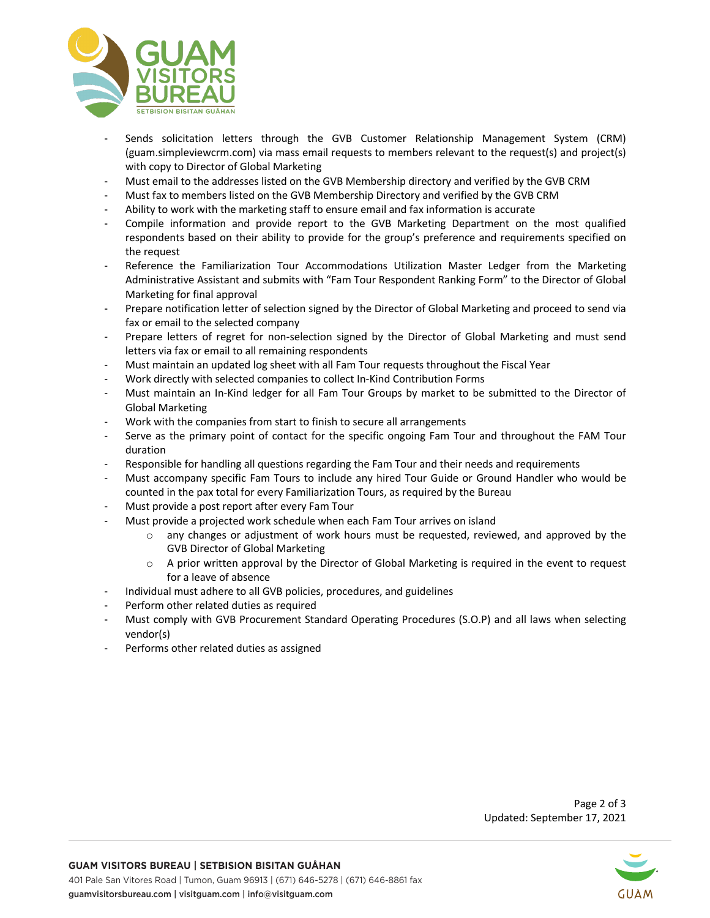- Sends solicitation letters through the GVB Customer Relationship Management System (CRM) (guam.simpleviewcrm.com) via mass email requests to members relevant to the request(s) and project(s) with copy to Director of Global Marketing
- Must email to the addresses listed on the GVB Membership directory and verified by the GVB CRM
- Must fax to members listed on the GVB Membership Directory and verified by the GVB CRM
- Ability to work with the marketing staff to ensure email and fax information is accurate
- Compile information and provide report to the GVB Marketing Department on the most qualified respondents based on their ability to provide for the group's preference and requirements specified on the request
- Reference the Familiarization Tour Accommodations Utilization Master Ledger from the Marketing Administrative Assistant and submits with "Fam Tour Respondent Ranking Form" to the Director of Global Marketing for final approval
- Prepare notification letter of selection signed by the Director of Global Marketing and proceed to send via fax or email to the selected company
- Prepare letters of regret for non-selection signed by the Director of Global Marketing and must send letters via fax or email to all remaining respondents
- Must maintain an updated log sheet with all Fam Tour requests throughout the Fiscal Year
- Work directly with selected companies to collect In-Kind Contribution Forms
- Must maintain an In-Kind ledger for all Fam Tour Groups by market to be submitted to the Director of Global Marketing
- Work with the companies from start to finish to secure all arrangements
- Serve as the primary point of contact for the specific ongoing Fam Tour and throughout the FAM Tour duration
- Responsible for handling all questions regarding the Fam Tour and their needs and requirements
- Must accompany specific Fam Tours to include any hired Tour Guide or Ground Handler who would be counted in the pax total for every Familiarization Tours, as required by the Bureau
- Must provide a post report after every Fam Tour
- Must provide a projected work schedule when each Fam Tour arrives on island
  - any changes or adjustment of work hours must be requested, reviewed, and approved by the GVB Director of Global Marketing
  - A prior written approval by the Director of Global Marketing is required in the event to request for a leave of absence
- Individual must adhere to all GVB policies, procedures, and guidelines
- Perform other related duties as required
- Must comply with GVB Procurement Standard Operating Procedures (S.O.P) and all laws when selecting vendor(s)
- Performs other related duties as assigned

Updated: September 17, 2021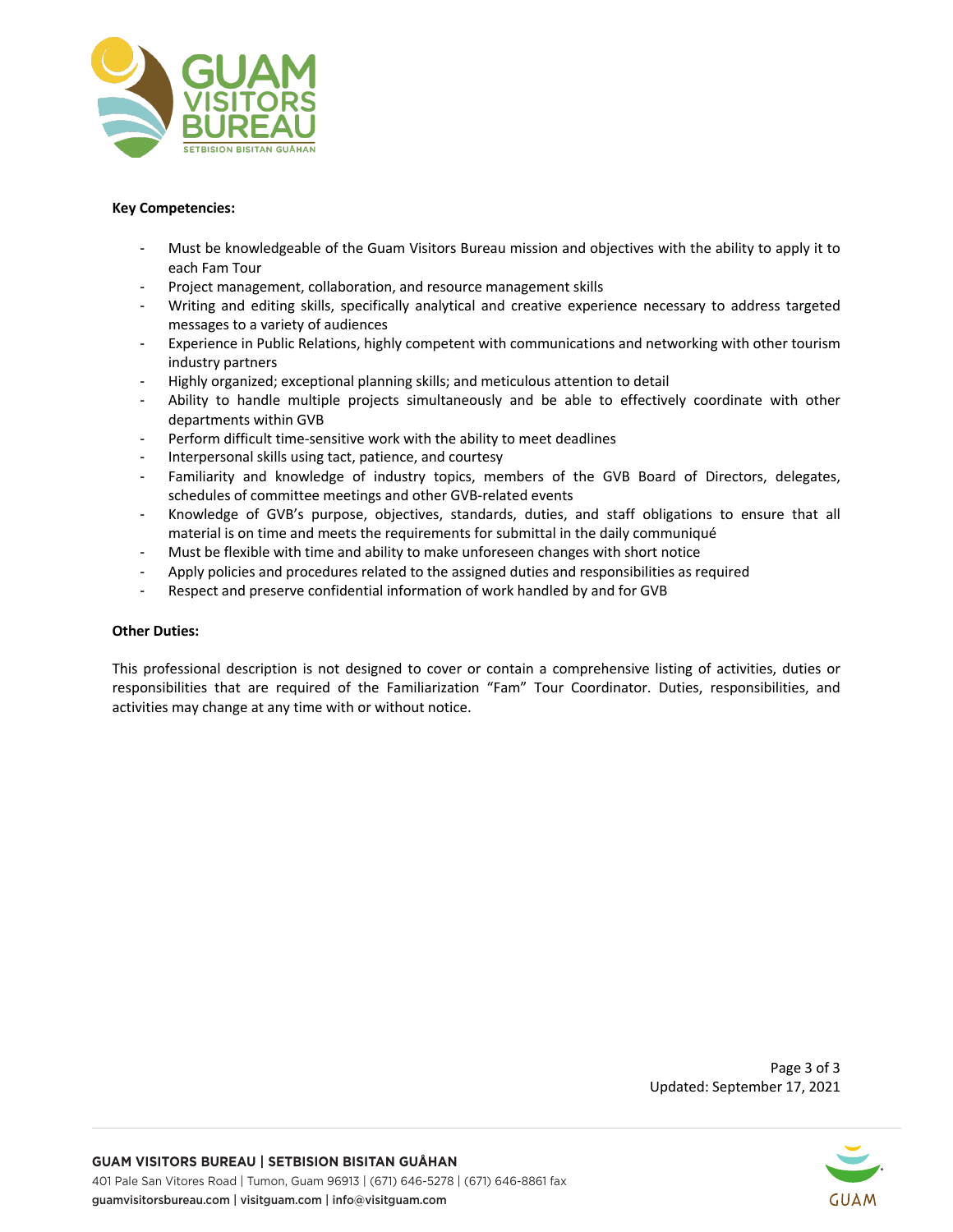**Key Competencies:**

- Must be knowledgeable of the Guam Visitors Bureau mission and objectives with the ability to apply it to each Fam Tour
- Project management, collaboration, and resource management skills
- Writing and editing skills, specifically analytical and creative experience necessary to address targeted messages to a variety of audiences
- Experience in Public Relations, highly competent with communications and networking with other tourism industry partners
- Highly organized; exceptional planning skills; and meticulous attention to detail
- Ability to handle multiple projects simultaneously and be able to effectively coordinate with other departments within GVB
- Perform difficult time-sensitive work with the ability to meet deadlines
- Interpersonal skills using tact, patience, and courtesy
- Familiarity and knowledge of industry topics, members of the GVB Board of Directors, delegates, schedules of committee meetings and other GVB-related events
- Knowledge of GVB's purpose, objectives, standards, duties, and staff obligations to ensure that all material is on time and meets the requirements for submittal in the daily communiqué
- Must be flexible with time and ability to make unforeseen changes with short notice
- Apply policies and procedures related to the assigned duties and responsibilities as required
- Respect and preserve confidential information of work handled by and for GVB

**Other Duties:**

This professional description is not designed to cover or contain a comprehensive listing of activities, duties or responsibilities that are required of the Familiarization "Fam" Tour Coordinator. Duties, responsibilities, and activities may change at any time with or without notice.

Updated: September 17, 2021